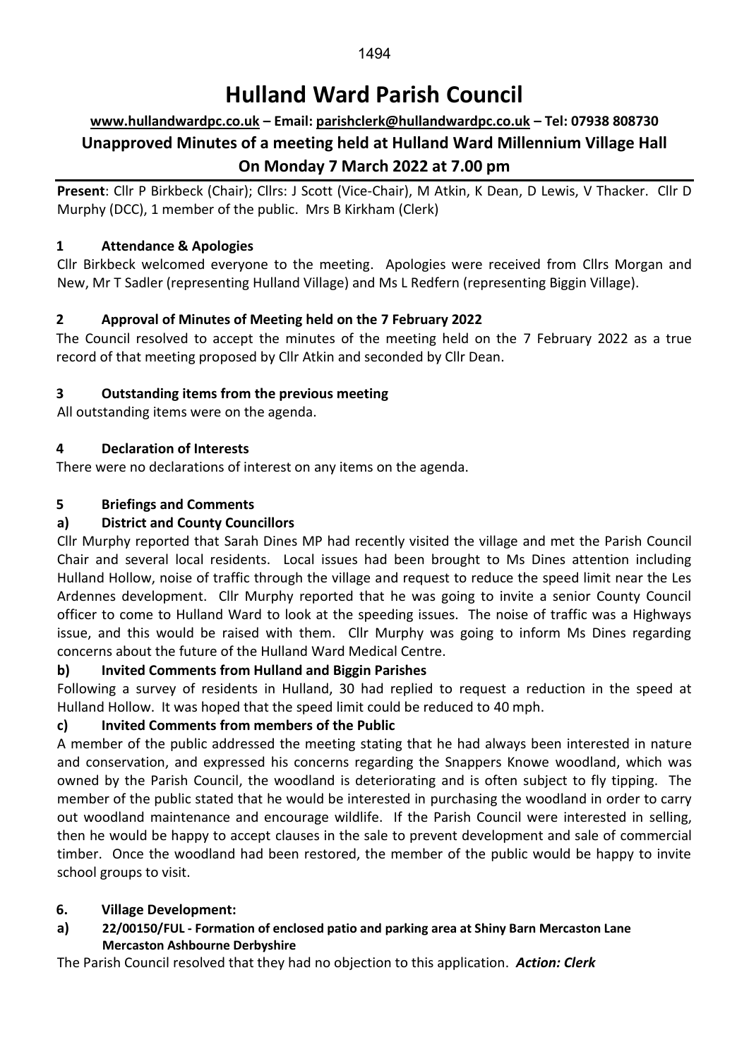# Hulland Ward Parish Council

**www.hullandwardpc.co.uk – Email: parishclerk@hullandwardpc.co.uk – Tel: 07938 808730**

**Unapproved Minutes of a meeting held at Hulland Ward Millennium Village Hall**

**On Monday 7 March 2022 at 7.00 pm**

**Present**: Cllr P Birkbeck (Chair); Cllrs: J Scott (Vice-Chair), M Atkin, K Dean, D Lewis, V Thacker. Cllr D Murphy (DCC), 1 member of the public. Mrs B Kirkham (Clerk)

### 1 Attendance & Apologies

Cllr Birkbeck welcomed everyone to the meeting. Apologies were received from Cllrs Morgan and New, Mr T Sadler (representing Hulland Village) and Ms L Redfern (representing Biggin Village).

### 2 Approval of Minutes of Meeting held on the 7 February 2022

The Council resolved to accept the minutes of the meeting held on the 7 February 2022 as a true record of that meeting proposed by Cllr Atkin and seconded by Cllr Dean.

### 3 Outstanding items from the previous meeting

All outstanding items were on the agenda.

### 4 Declaration of Interests

There were no declarations of interest on any items on the agenda.

### 5 Briefings and Comments

#### a) District and County Councillors

Cllr Murphy reported that Sarah Dines MP had recently visited the village and met the Parish Council Chair and several local residents. Local issues had been brought to Ms Dines attention including Hulland Hollow, noise of traffic through the village and request to reduce the speed limit near the Les Ardennes development. Cllr Murphy reported that he was going to invite a senior County Council officer to come to Hulland Ward to look at the speeding issues. The noise of traffic was a Highways issue, and this would be raised with them. Cllr Murphy was going to inform Ms Dines regarding concerns about the future of the Hulland Ward Medical Centre.

#### b) Invited Comments from Hulland and Biggin Parishes

Following a survey of residents in Hulland, 30 had replied to request a reduction in the speed at Hulland Hollow. It was hoped that the speed limit could be reduced to 40 mph.

#### c) Invited Comments from members of the Public

A member of the public addressed the meeting stating that he had always been interested in nature and conservation, and expressed his concerns regarding the Snappers Knowe woodland, which was owned by the Parish Council, the woodland is deteriorating and is often subject to fly tipping. The member of the public stated that he would be interested in purchasing the woodland in order to carry out woodland maintenance and encourage wildlife. If the Parish Council were interested in selling, then he would be happy to accept clauses in the sale to prevent development and sale of commercial timber. Once the woodland had been restored, the member of the public would be happy to invite school groups to visit.

### 6. Village Development:

#### a) 22/00150/FUL - Formation of enclosed patio and parking area at Shiny Barn Mercaston Lane Mercaston Ashbourne Derbyshire

The Parish Council resolved that they had no objection to this application. ***Action: Clerk***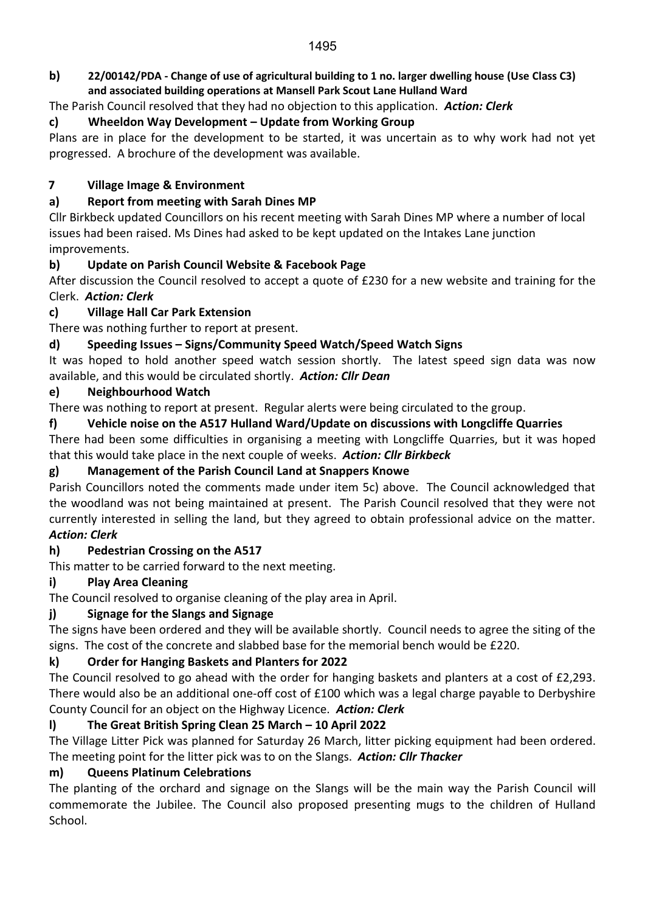**b) 22/00142/PDA - Change of use of agricultural building to 1 no. larger dwelling house (Use Class C3) and associated building operations at Mansell Park Scout Lane Hulland Ward**

The Parish Council resolved that they had no objection to this application. ***Action: Clerk***

**c) Wheeldon Way Development – Update from Working Group**

Plans are in place for the development to be started, it was uncertain as to why work had not yet progressed. A brochure of the development was available.

**7 Village Image & Environment**

**a) Report from meeting with Sarah Dines MP**

Cllr Birkbeck updated Councillors on his recent meeting with Sarah Dines MP where a number of local issues had been raised. Ms Dines had asked to be kept updated on the Intakes Lane junction improvements.

**b) Update on Parish Council Website & Facebook Page**

After discussion the Council resolved to accept a quote of £230 for a new website and training for the Clerk. ***Action: Clerk***

**c) Village Hall Car Park Extension**

There was nothing further to report at present.

**d) Speeding Issues – Signs/Community Speed Watch/Speed Watch Signs**

It was hoped to hold another speed watch session shortly. The latest speed sign data was now available, and this would be circulated shortly. ***Action: Cllr Dean***

**e) Neighbourhood Watch**

There was nothing to report at present. Regular alerts were being circulated to the group.

**f) Vehicle noise on the A517 Hulland Ward/Update on discussions with Longcliffe Quarries**

There had been some difficulties in organising a meeting with Longcliffe Quarries, but it was hoped that this would take place in the next couple of weeks. ***Action: Cllr Birkbeck***

**g) Management of the Parish Council Land at Snappers Knowe**

Parish Councillors noted the comments made under item 5c) above. The Council acknowledged that the woodland was not being maintained at present. The Parish Council resolved that they were not currently interested in selling the land, but they agreed to obtain professional advice on the matter. ***Action: Clerk***

**h) Pedestrian Crossing on the A517**

This matter to be carried forward to the next meeting.

**i) Play Area Cleaning**

The Council resolved to organise cleaning of the play area in April.

**j) Signage for the Slangs and Signage**

The signs have been ordered and they will be available shortly. Council needs to agree the siting of the signs. The cost of the concrete and slabbed base for the memorial bench would be £220.

**k) Order for Hanging Baskets and Planters for 2022**

The Council resolved to go ahead with the order for hanging baskets and planters at a cost of £2,293. There would also be an additional one-off cost of £100 which was a legal charge payable to Derbyshire County Council for an object on the Highway Licence. ***Action: Clerk***

**l) The Great British Spring Clean 25 March – 10 April 2022**

The Village Litter Pick was planned for Saturday 26 March, litter picking equipment had been ordered. The meeting point for the litter pick was to on the Slangs. ***Action: Cllr Thacker***

**m) Queens Platinum Celebrations**

The planting of the orchard and signage on the Slangs will be the main way the Parish Council will commemorate the Jubilee. The Council also proposed presenting mugs to the children of Hulland School.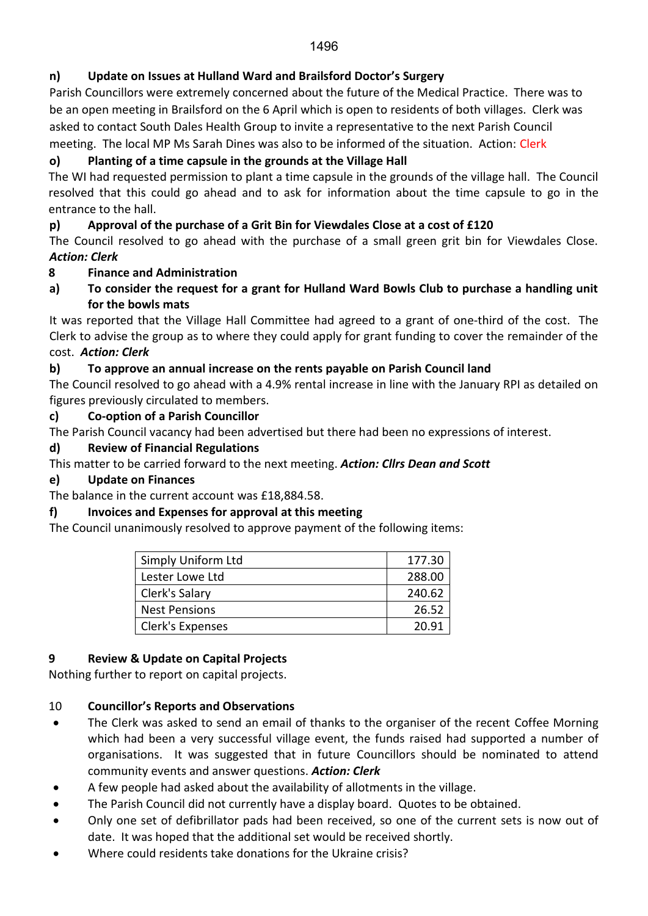**n) Update on Issues at Hulland Ward and Brailsford Doctor's Surgery**

Parish Councillors were extremely concerned about the future of the Medical Practice. There was to be an open meeting in Brailsford on the 6 April which is open to residents of both villages. Clerk was asked to contact South Dales Health Group to invite a representative to the next Parish Council meeting. The local MP Ms Sarah Dines was also to be informed of the situation. Action: Clerk

**o) Planting of a time capsule in the grounds at the Village Hall**

The WI had requested permission to plant a time capsule in the grounds of the village hall. The Council resolved that this could go ahead and to ask for information about the time capsule to go in the entrance to the hall.

**p) Approval of the purchase of a Grit Bin for Viewdales Close at a cost of £120**

The Council resolved to go ahead with the purchase of a small green grit bin for Viewdales Close. ***Action: Clerk***

**8 Finance and Administration**

**a) To consider the request for a grant for Hulland Ward Bowls Club to purchase a handling unit for the bowls mats**

It was reported that the Village Hall Committee had agreed to a grant of one-third of the cost. The Clerk to advise the group as to where they could apply for grant funding to cover the remainder of the cost. ***Action: Clerk***

**b) To approve an annual increase on the rents payable on Parish Council land**

The Council resolved to go ahead with a 4.9% rental increase in line with the January RPI as detailed on figures previously circulated to members.

**c) Co-option of a Parish Councillor**

The Parish Council vacancy had been advertised but there had been no expressions of interest.

**d) Review of Financial Regulations**

This matter to be carried forward to the next meeting. ***Action: Cllrs Dean and Scott***

**e) Update on Finances**

The balance in the current account was £18,884.58.

**f) Invoices and Expenses for approval at this meeting**

The Council unanimously resolved to approve payment of the following items:

| | |
|---|---|
| Simply Uniform Ltd | 177.30 |
| Lester Lowe Ltd | 288.00 |
| Clerk's Salary | 240.62 |
| Nest Pensions | 26.52 |
| Clerk's Expenses | 20.91 |

**9 Review & Update on Capital Projects**

Nothing further to report on capital projects.

10 **Councillor's Reports and Observations**

- The Clerk was asked to send an email of thanks to the organiser of the recent Coffee Morning which had been a very successful village event, the funds raised had supported a number of organisations. It was suggested that in future Councillors should be nominated to attend community events and answer questions. ***Action: Clerk***
- A few people had asked about the availability of allotments in the village.
- The Parish Council did not currently have a display board. Quotes to be obtained.
- Only one set of defibrillator pads had been received, so one of the current sets is now out of date. It was hoped that the additional set would be received shortly.
- Where could residents take donations for the Ukraine crisis?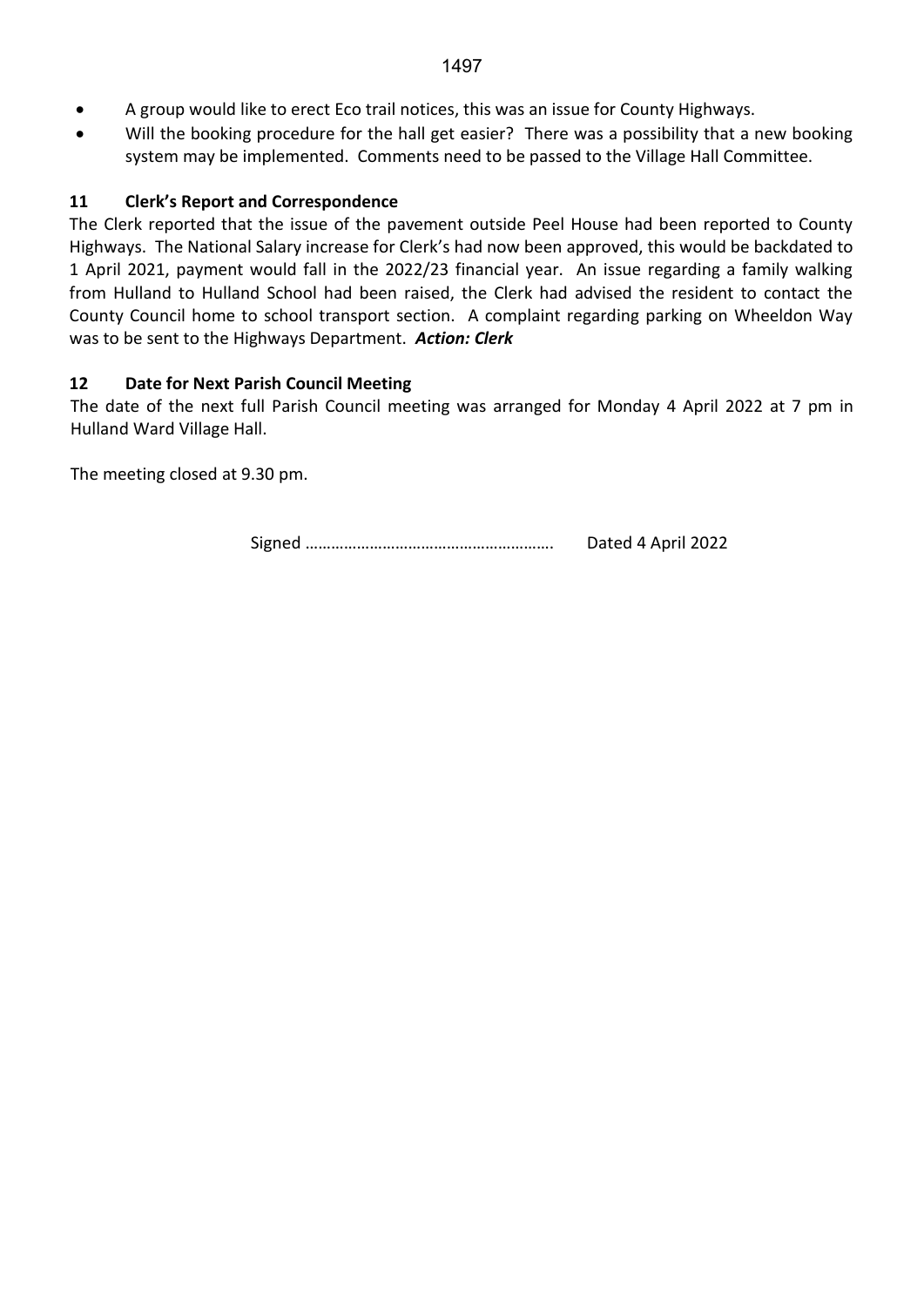- A group would like to erect Eco trail notices, this was an issue for County Highways.
- Will the booking procedure for the hall get easier? There was a possibility that a new booking system may be implemented. Comments need to be passed to the Village Hall Committee.

## 11 Clerk's Report and Correspondence

The Clerk reported that the issue of the pavement outside Peel House had been reported to County Highways. The National Salary increase for Clerk's had now been approved, this would be backdated to 1 April 2021, payment would fall in the 2022/23 financial year. An issue regarding a family walking from Hulland to Hulland School had been raised, the Clerk had advised the resident to contact the County Council home to school transport section. A complaint regarding parking on Wheeldon Way was to be sent to the Highways Department. ***Action: Clerk***

## 12 Date for Next Parish Council Meeting

The date of the next full Parish Council meeting was arranged for Monday 4 April 2022 at 7 pm in Hulland Ward Village Hall.

The meeting closed at 9.30 pm.

Signed ………………………………………………. Dated 4 April 2022